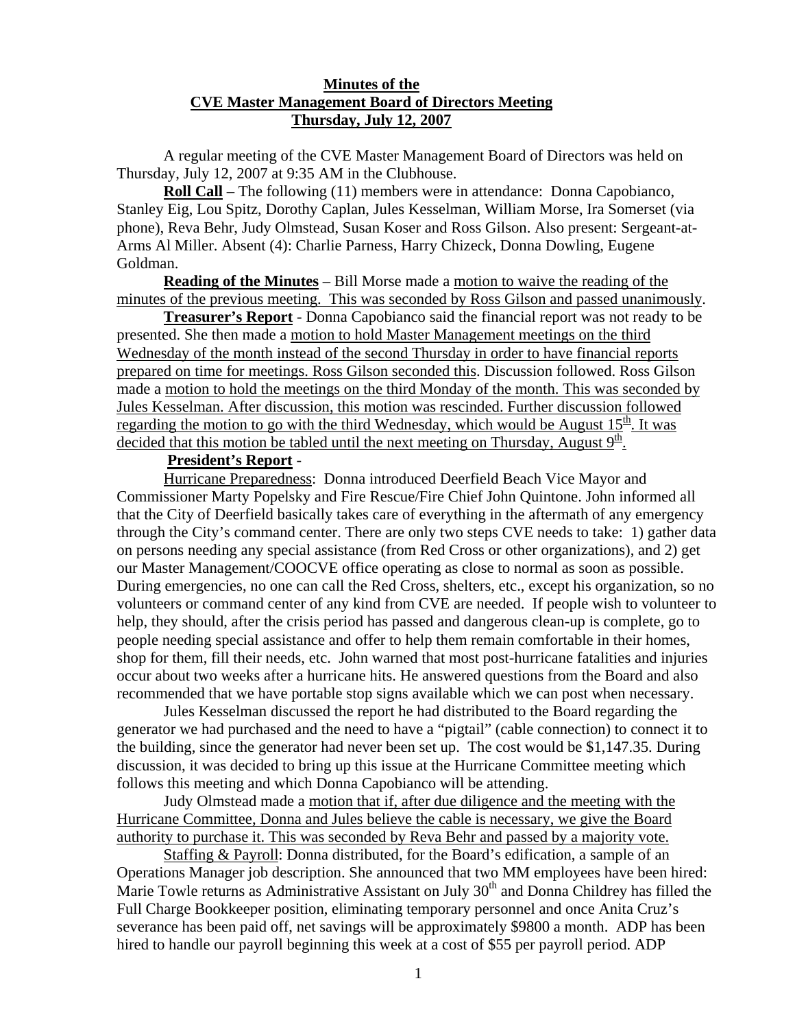**Minutes of the**
**CVE Master Management Board of Directors Meeting**
**Thursday, July 12, 2007**

A regular meeting of the CVE Master Management Board of Directors was held on Thursday, July 12, 2007 at 9:35 AM in the Clubhouse.

**Roll Call** – The following (11) members were in attendance: Donna Capobianco, Stanley Eig, Lou Spitz, Dorothy Caplan, Jules Kesselman, William Morse, Ira Somerset (via phone), Reva Behr, Judy Olmstead, Susan Koser and Ross Gilson. Also present: Sergeant-at-Arms Al Miller. Absent (4): Charlie Parness, Harry Chizeck, Donna Dowling, Eugene Goldman.

**Reading of the Minutes** – Bill Morse made a motion to waive the reading of the minutes of the previous meeting. This was seconded by Ross Gilson and passed unanimously.

**Treasurer's Report** - Donna Capobianco said the financial report was not ready to be presented. She then made a motion to hold Master Management meetings on the third Wednesday of the month instead of the second Thursday in order to have financial reports prepared on time for meetings. Ross Gilson seconded this. Discussion followed. Ross Gilson made a motion to hold the meetings on the third Monday of the month. This was seconded by Jules Kesselman. After discussion, this motion was rescinded. Further discussion followed regarding the motion to go with the third Wednesday, which would be August 15th. It was decided that this motion be tabled until the next meeting on Thursday, August 9th.

**President's Report** -

Hurricane Preparedness: Donna introduced Deerfield Beach Vice Mayor and Commissioner Marty Popelsky and Fire Rescue/Fire Chief John Quintone. John informed all that the City of Deerfield basically takes care of everything in the aftermath of any emergency through the City's command center. There are only two steps CVE needs to take: 1) gather data on persons needing any special assistance (from Red Cross or other organizations), and 2) get our Master Management/COOCVE office operating as close to normal as soon as possible. During emergencies, no one can call the Red Cross, shelters, etc., except his organization, so no volunteers or command center of any kind from CVE are needed. If people wish to volunteer to help, they should, after the crisis period has passed and dangerous clean-up is complete, go to people needing special assistance and offer to help them remain comfortable in their homes, shop for them, fill their needs, etc. John warned that most post-hurricane fatalities and injuries occur about two weeks after a hurricane hits. He answered questions from the Board and also recommended that we have portable stop signs available which we can post when necessary.

Jules Kesselman discussed the report he had distributed to the Board regarding the generator we had purchased and the need to have a "pigtail" (cable connection) to connect it to the building, since the generator had never been set up. The cost would be $1,147.35. During discussion, it was decided to bring up this issue at the Hurricane Committee meeting which follows this meeting and which Donna Capobianco will be attending.

Judy Olmstead made a motion that if, after due diligence and the meeting with the Hurricane Committee, Donna and Jules believe the cable is necessary, we give the Board authority to purchase it. This was seconded by Reva Behr and passed by a majority vote.

Staffing & Payroll: Donna distributed, for the Board's edification, a sample of an Operations Manager job description. She announced that two MM employees have been hired: Marie Towle returns as Administrative Assistant on July 30th and Donna Childrey has filled the Full Charge Bookkeeper position, eliminating temporary personnel and once Anita Cruz's severance has been paid off, net savings will be approximately $9800 a month. ADP has been hired to handle our payroll beginning this week at a cost of $55 per payroll period. ADP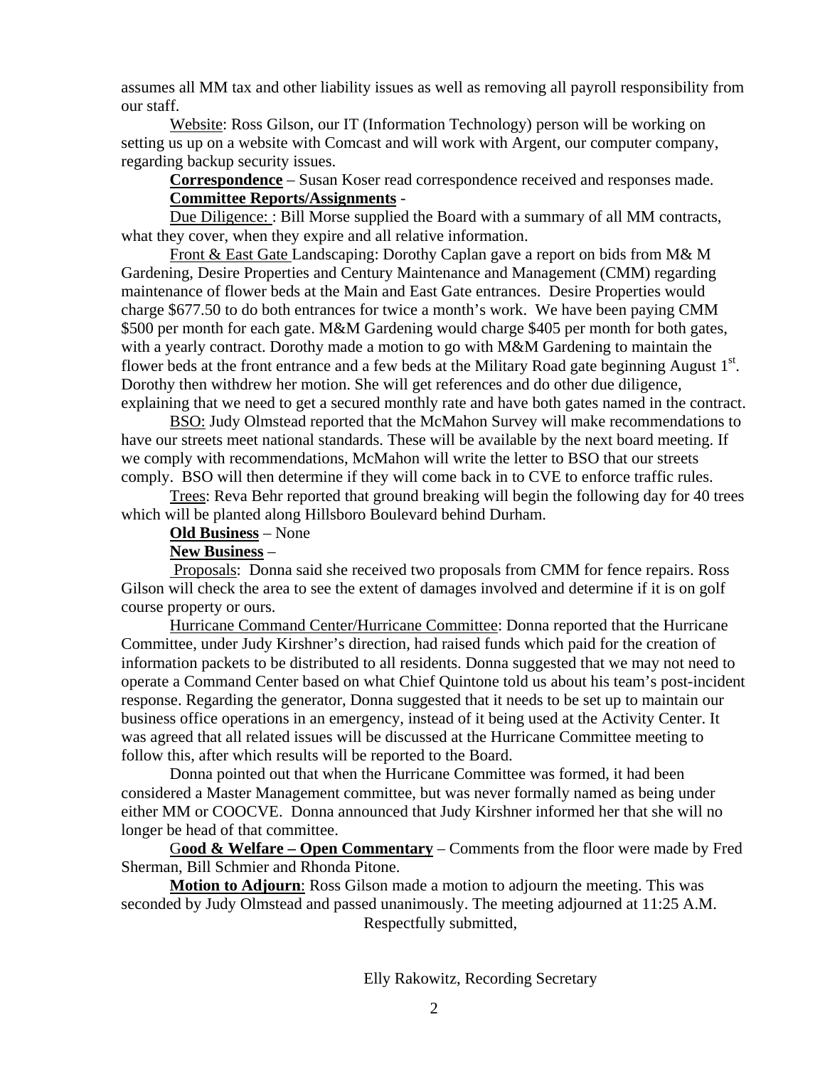assumes all MM tax and other liability issues as well as removing all payroll responsibility from our staff.

Website: Ross Gilson, our IT (Information Technology) person will be working on setting us up on a website with Comcast and will work with Argent, our computer company, regarding backup security issues.

**Correspondence** – Susan Koser read correspondence received and responses made.

**Committee Reports/Assignments** -

Due Diligence: : Bill Morse supplied the Board with a summary of all MM contracts, what they cover, when they expire and all relative information.

Front & East Gate Landscaping: Dorothy Caplan gave a report on bids from M& M Gardening, Desire Properties and Century Maintenance and Management (CMM) regarding maintenance of flower beds at the Main and East Gate entrances. Desire Properties would charge $677.50 to do both entrances for twice a month's work. We have been paying CMM $500 per month for each gate. M&M Gardening would charge $405 per month for both gates, with a yearly contract. Dorothy made a motion to go with M&M Gardening to maintain the flower beds at the front entrance and a few beds at the Military Road gate beginning August 1st. Dorothy then withdrew her motion. She will get references and do other due diligence, explaining that we need to get a secured monthly rate and have both gates named in the contract.

BSO: Judy Olmstead reported that the McMahon Survey will make recommendations to have our streets meet national standards. These will be available by the next board meeting. If we comply with recommendations, McMahon will write the letter to BSO that our streets comply. BSO will then determine if they will come back in to CVE to enforce traffic rules.

Trees: Reva Behr reported that ground breaking will begin the following day for 40 trees which will be planted along Hillsboro Boulevard behind Durham.

**Old Business** – None

**New Business** –

Proposals: Donna said she received two proposals from CMM for fence repairs. Ross Gilson will check the area to see the extent of damages involved and determine if it is on golf course property or ours.

Hurricane Command Center/Hurricane Committee: Donna reported that the Hurricane Committee, under Judy Kirshner's direction, had raised funds which paid for the creation of information packets to be distributed to all residents. Donna suggested that we may not need to operate a Command Center based on what Chief Quintone told us about his team's post-incident response. Regarding the generator, Donna suggested that it needs to be set up to maintain our business office operations in an emergency, instead of it being used at the Activity Center. It was agreed that all related issues will be discussed at the Hurricane Committee meeting to follow this, after which results will be reported to the Board.

Donna pointed out that when the Hurricane Committee was formed, it had been considered a Master Management committee, but was never formally named as being under either MM or COOCVE. Donna announced that Judy Kirshner informed her that she will no longer be head of that committee.

**Good & Welfare – Open Commentary** – Comments from the floor were made by Fred Sherman, Bill Schmier and Rhonda Pitone.

**Motion to Adjourn**: Ross Gilson made a motion to adjourn the meeting. This was seconded by Judy Olmstead and passed unanimously. The meeting adjourned at 11:25 A.M.

Respectfully submitted,

Elly Rakowitz, Recording Secretary